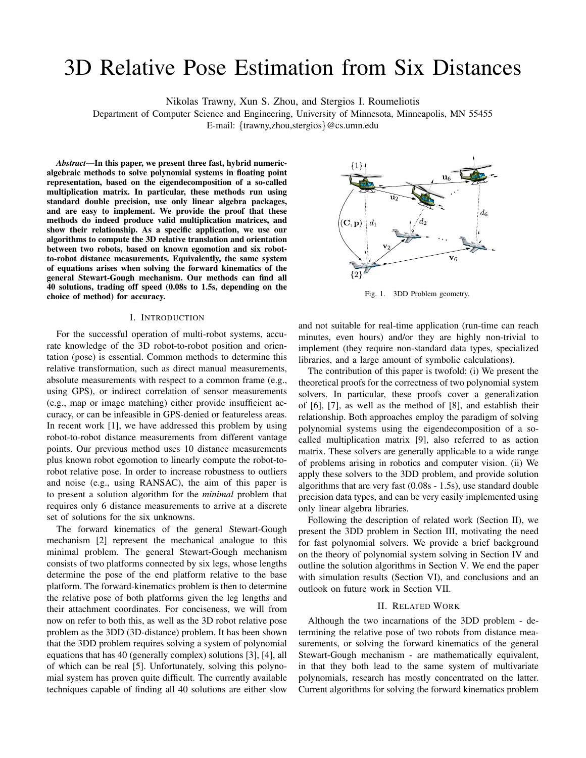# 3D Relative Pose Estimation from Six Distances

Nikolas Trawny, Xun S. Zhou, and Stergios I. Roumeliotis

Department of Computer Science and Engineering, University of Minnesota, Minneapolis, MN 55455

E-mail: {trawny,zhou,stergios}@cs.umn.edu

***Abstract*—In this paper, we present three fast, hybrid numeric-algebraic methods to solve polynomial systems in floating point representation, based on the eigendecomposition of a so-called multiplication matrix. In particular, these methods run using standard double precision, use only linear algebra packages, and are easy to implement. We provide the proof that these methods do indeed produce valid multiplication matrices, and show their relationship. As a specific application, we use our algorithms to compute the 3D relative translation and orientation between two robots, based on known egomotion and six robot-to-robot distance measurements. Equivalently, the same system of equations arises when solving the forward kinematics of the general Stewart-Gough mechanism. Our methods can find all 40 solutions, trading off speed (0.08s to 1.5s, depending on the choice of method) for accuracy.**

Fig. 1. 3DD Problem geometry.

## I. Introduction

For the successful operation of multi-robot systems, accurate knowledge of the 3D robot-to-robot position and orientation (pose) is essential. Common methods to determine this relative transformation, such as direct manual measurements, absolute measurements with respect to a common frame (e.g., using GPS), or indirect correlation of sensor measurements (e.g., map or image matching) either provide insufficient accuracy, or can be infeasible in GPS-denied or featureless areas. In recent work [1], we have addressed this problem by using robot-to-robot distance measurements from different vantage points. Our previous method uses 10 distance measurements plus known robot egomotion to linearly compute the robot-to-robot relative pose. In order to increase robustness to outliers and noise (e.g., using RANSAC), the aim of this paper is to present a solution algorithm for the *minimal* problem that requires only 6 distance measurements to arrive at a discrete set of solutions for the six unknowns.

The forward kinematics of the general Stewart-Gough mechanism [2] represent the mechanical analogue to this minimal problem. The general Stewart-Gough mechanism consists of two platforms connected by six legs, whose lengths determine the pose of the end platform relative to the base platform. The forward-kinematics problem is then to determine the relative pose of both platforms given the leg lengths and their attachment coordinates. For conciseness, we will from now on refer to both this, as well as the 3D robot relative pose problem as the 3DD (3D-distance) problem. It has been shown that the 3DD problem requires solving a system of polynomial equations that has 40 (generally complex) solutions [3], [4], all of which can be real [5]. Unfortunately, solving this polynomial system has proven quite difficult. The currently available techniques capable of finding all 40 solutions are either slow and not suitable for real-time application (run-time can reach minutes, even hours) and/or they are highly non-trivial to implement (they require non-standard data types, specialized libraries, and a large amount of symbolic calculations).

The contribution of this paper is twofold: (i) We present the theoretical proofs for the correctness of two polynomial system solvers. In particular, these proofs cover a generalization of [6], [7], as well as the method of [8], and establish their relationship. Both approaches employ the paradigm of solving polynomial systems using the eigendecomposition of a so-called multiplication matrix [9], also referred to as action matrix. These solvers are generally applicable to a wide range of problems arising in robotics and computer vision. (ii) We apply these solvers to the 3DD problem, and provide solution algorithms that are very fast (0.08s - 1.5s), use standard double precision data types, and can be very easily implemented using only linear algebra libraries.

Following the description of related work (Section II), we present the 3DD problem in Section III, motivating the need for fast polynomial solvers. We provide a brief background on the theory of polynomial system solving in Section IV and outline the solution algorithms in Section V. We end the paper with simulation results (Section VI), and conclusions and an outlook on future work in Section VII.

## II. Related Work

Although the two incarnations of the 3DD problem - determining the relative pose of two robots from distance measurements, or solving the forward kinematics of the general Stewart-Gough mechanism - are mathematically equivalent, in that they both lead to the same system of multivariate polynomials, research has mostly concentrated on the latter. Current algorithms for solving the forward kinematics problem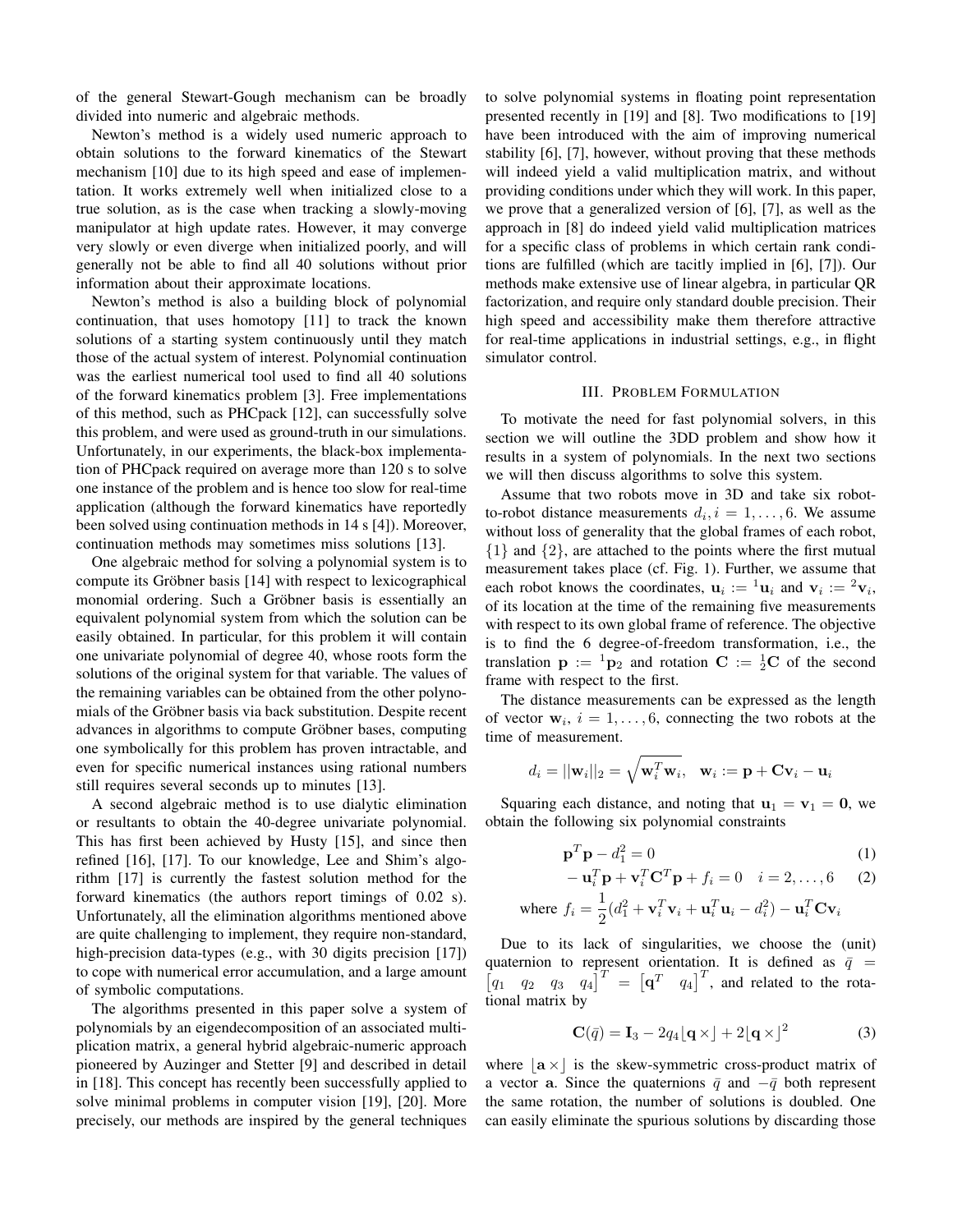of the general Stewart-Gough mechanism can be broadly divided into numeric and algebraic methods.

Newton's method is a widely used numeric approach to obtain solutions to the forward kinematics of the Stewart mechanism [10] due to its high speed and ease of implementation. It works extremely well when initialized close to a true solution, as is the case when tracking a slowly-moving manipulator at high update rates. However, it may converge very slowly or even diverge when initialized poorly, and will generally not be able to find all 40 solutions without prior information about their approximate locations.

Newton's method is also a building block of polynomial continuation, that uses homotopy [11] to track the known solutions of a starting system continuously until they match those of the actual system of interest. Polynomial continuation was the earliest numerical tool used to find all 40 solutions of the forward kinematics problem [3]. Free implementations of this method, such as PHCpack [12], can successfully solve this problem, and were used as ground-truth in our simulations. Unfortunately, in our experiments, the black-box implementation of PHCpack required on average more than 120 s to solve one instance of the problem and is hence too slow for real-time application (although the forward kinematics have reportedly been solved using continuation methods in 14 s [4]). Moreover, continuation methods may sometimes miss solutions [13].

One algebraic method for solving a polynomial system is to compute its Gröbner basis [14] with respect to lexicographical monomial ordering. Such a Gröbner basis is essentially an equivalent polynomial system from which the solution can be easily obtained. In particular, for this problem it will contain one univariate polynomial of degree 40, whose roots form the solutions of the original system for that variable. The values of the remaining variables can be obtained from the other polynomials of the Gröbner basis via back substitution. Despite recent advances in algorithms to compute Gröbner bases, computing one symbolically for this problem has proven intractable, and even for specific numerical instances using rational numbers still requires several seconds up to minutes [13].

A second algebraic method is to use dialytic elimination or resultants to obtain the 40-degree univariate polynomial. This has first been achieved by Husty [15], and since then refined [16], [17]. To our knowledge, Lee and Shim's algorithm [17] is currently the fastest solution method for the forward kinematics (the authors report timings of 0.02 s). Unfortunately, all the elimination algorithms mentioned above are quite challenging to implement, they require non-standard, high-precision data-types (e.g., with 30 digits precision [17]) to cope with numerical error accumulation, and a large amount of symbolic computations.

The algorithms presented in this paper solve a system of polynomials by an eigendecomposition of an associated multiplication matrix, a general hybrid algebraic-numeric approach pioneered by Auzinger and Stetter [9] and described in detail in [18]. This concept has recently been successfully applied to solve minimal problems in computer vision [19], [20]. More precisely, our methods are inspired by the general techniques to solve polynomial systems in floating point representation presented recently in [19] and [8]. Two modifications to [19] have been introduced with the aim of improving numerical stability [6], [7], however, without proving that these methods will indeed yield a valid multiplication matrix, and without providing conditions under which they will work. In this paper, we prove that a generalized version of [6], [7], as well as the approach in [8] do indeed yield valid multiplication matrices for a specific class of problems in which certain rank conditions are fulfilled (which are tacitly implied in [6], [7]). Our methods make extensive use of linear algebra, in particular QR factorization, and require only standard double precision. Their high speed and accessibility make them therefore attractive for real-time applications in industrial settings, e.g., in flight simulator control.

## III. Problem Formulation

To motivate the need for fast polynomial solvers, in this section we will outline the 3DD problem and show how it results in a system of polynomials. In the next two sections we will then discuss algorithms to solve this system.

Assume that two robots move in 3D and take six robot-to-robot distance measurements $d_i, i = 1, \ldots, 6$. We assume without loss of generality that the global frames of each robot, $\{1\}$ and $\{2\}$, are attached to the points where the first mutual measurement takes place (cf. Fig. 1). Further, we assume that each robot knows the coordinates, $\mathbf{u}_i := {}^1\mathbf{u}_i$ and $\mathbf{v}_i := {}^2\mathbf{v}_i$, of its location at the time of the remaining five measurements with respect to its own global frame of reference. The objective is to find the 6 degree-of-freedom transformation, i.e., the translation $\mathbf{p} := {}^1\mathbf{p}_2$ and rotation $\mathbf{C} := {}^1_2\mathbf{C}$ of the second frame with respect to the first.

The distance measurements can be expressed as the length of vector $\mathbf{w}_i$, $i = 1, \ldots, 6$, connecting the two robots at the time of measurement.

$$d_i = ||\mathbf{w}_i||_2 = \sqrt{\mathbf{w}_i^T \mathbf{w}_i}, \quad \mathbf{w}_i := \mathbf{p} + \mathbf{C}\mathbf{v}_i - \mathbf{u}_i$$

Squaring each distance, and noting that $\mathbf{u}_1 = \mathbf{v}_1 = \mathbf{0}$, we obtain the following six polynomial constraints

$$\mathbf{p}^T \mathbf{p} - d_1^2 = 0 \tag{1}$$

$$-\mathbf{u}_i^T \mathbf{p} + \mathbf{v}_i^T \mathbf{C}^T \mathbf{p} + f_i = 0 \quad i = 2, \ldots, 6 \tag{2}$$

$$\text{where } f_i = \frac{1}{2}(d_1^2 + \mathbf{v}_i^T \mathbf{v}_i + \mathbf{u}_i^T \mathbf{u}_i - d_i^2) - \mathbf{u}_i^T \mathbf{C} \mathbf{v}_i$$

Due to its lack of singularities, we choose the (unit) quaternion to represent orientation. It is defined as $\bar{q} = \begin{bmatrix} q_1 & q_2 & q_3 & q_4 \end{bmatrix}^T = \begin{bmatrix} \mathbf{q}^T & q_4 \end{bmatrix}^T$, and related to the rotational matrix by

$$\mathbf{C}(\bar{q}) = \mathbf{I}_3 - 2q_4 \lfloor \mathbf{q} \times \rfloor + 2 \lfloor \mathbf{q} \times \rfloor^2 \tag{3}$$

where $\lfloor \mathbf{a} \times \rfloor$ is the skew-symmetric cross-product matrix of a vector $\mathbf{a}$. Since the quaternions $\bar{q}$ and $-\bar{q}$ both represent the same rotation, the number of solutions is doubled. One can easily eliminate the spurious solutions by discarding those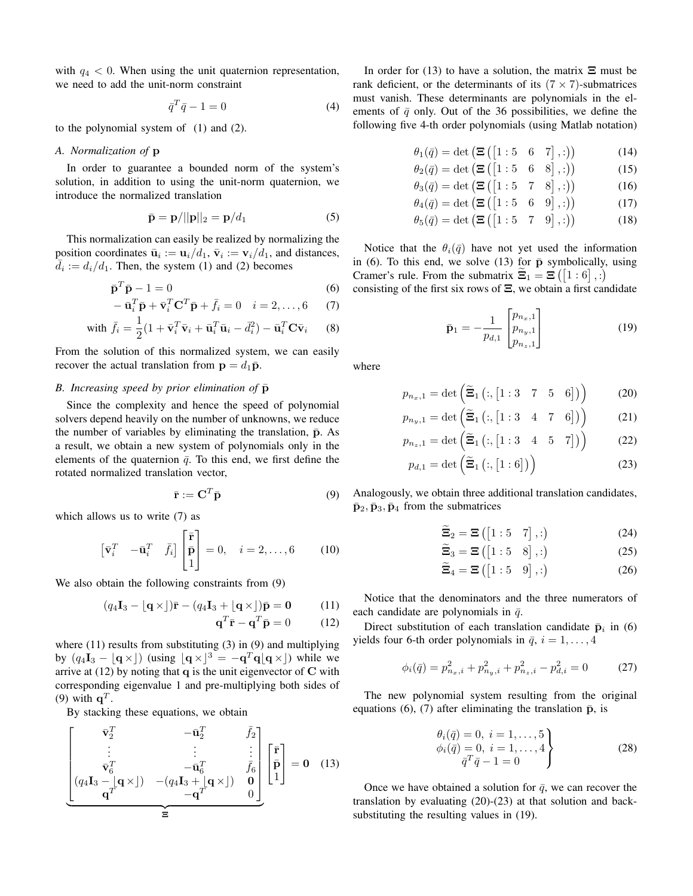with $q_4 < 0$. When using the unit quaternion representation, we need to add the unit-norm constraint

$$\bar{q}^T \bar{q} - 1 = 0 \tag{4}$$

to the polynomial system of (1) and (2).

### A. Normalization of $\mathbf{p}$

In order to guarantee a bounded norm of the system's solution, in addition to using the unit-norm quaternion, we introduce the normalized translation

$$\bar{\mathbf{p}} = \mathbf{p}/||\mathbf{p}||_2 = \mathbf{p}/d_1 \tag{5}$$

This normalization can easily be realized by normalizing the position coordinates $\bar{\mathbf{u}}_i := \mathbf{u}_i/d_1$, $\bar{\mathbf{v}}_i := \mathbf{v}_i/d_1$, and distances, $\bar{d}_i := d_i/d_1$. Then, the system (1) and (2) becomes

$$\bar{\mathbf{p}}^T \bar{\mathbf{p}} - 1 = 0 \tag{6}$$

$$-\bar{\mathbf{u}}_i^T \bar{\mathbf{p}} + \bar{\mathbf{v}}_i^T \mathbf{C}^T \bar{\mathbf{p}} + \bar{f}_i = 0 \quad i = 2, \ldots, 6 \tag{7}$$

$$\text{with } \bar{f}_i = \frac{1}{2}(1 + \bar{\mathbf{v}}_i^T \bar{\mathbf{v}}_i + \bar{\mathbf{u}}_i^T \bar{\mathbf{u}}_i - \bar{d}_i^2) - \bar{\mathbf{u}}_i^T \mathbf{C} \bar{\mathbf{v}}_i \tag{8}$$

From the solution of this normalized system, we can easily recover the actual translation from $\mathbf{p} = d_1 \bar{\mathbf{p}}$.

### B. Increasing speed by prior elimination of $\bar{\mathbf{p}}$

Since the complexity and hence the speed of polynomial solvers depend heavily on the number of unknowns, we reduce the number of variables by eliminating the translation, $\bar{\mathbf{p}}$. As a result, we obtain a new system of polynomials only in the elements of the quaternion $\bar{q}$. To this end, we first define the rotated normalized translation vector,

$$\bar{\mathbf{r}} := \mathbf{C}^T \bar{\mathbf{p}} \tag{9}$$

which allows us to write (7) as

$$\begin{bmatrix} \bar{\mathbf{v}}_i^T & -\bar{\mathbf{u}}_i^T & \bar{f}_i \end{bmatrix} \begin{bmatrix} \bar{\mathbf{r}} \\ \bar{\mathbf{p}} \\ 1 \end{bmatrix} = 0, \quad i = 2, \ldots, 6 \tag{10}$$

We also obtain the following constraints from (9)

$$(q_4 \mathbf{I}_3 - \lfloor \mathbf{q} \times \rfloor) \bar{\mathbf{r}} - (q_4 \mathbf{I}_3 + \lfloor \mathbf{q} \times \rfloor) \bar{\mathbf{p}} = \mathbf{0} \tag{11}$$

$$\mathbf{q}^T \bar{\mathbf{r}} - \mathbf{q}^T \bar{\mathbf{p}} = 0 \tag{12}$$

where (11) results from substituting (3) in (9) and multiplying by $(q_4 \mathbf{I}_3 - \lfloor \mathbf{q} \times \rfloor)$ (using $\lfloor \mathbf{q} \times \rfloor^3 = -\mathbf{q}^T \mathbf{q} \lfloor \mathbf{q} \times \rfloor$) while we arrive at (12) by noting that $\mathbf{q}$ is the unit eigenvector of $\mathbf{C}$ with corresponding eigenvalue 1 and pre-multiplying both sides of (9) with $\mathbf{q}^T$.

By stacking these equations, we obtain

$$\underbrace{\begin{bmatrix} \bar{\mathbf{v}}_2^T & -\bar{\mathbf{u}}_2^T & \bar{f}_2 \\ \vdots & \vdots & \vdots \\ \bar{\mathbf{v}}_6^T & -\bar{\mathbf{u}}_6^T & \bar{f}_6 \\ (q_4 \mathbf{I}_3 - \lfloor \mathbf{q} \times \rfloor) & -(q_4 \mathbf{I}_3 + \lfloor \mathbf{q} \times \rfloor) & \mathbf{0} \\ \mathbf{q}^T & -\mathbf{q}^T & 0 \end{bmatrix}}_{\boldsymbol{\Xi}} \begin{bmatrix} \bar{\mathbf{r}} \\ \bar{\mathbf{p}} \\ 1 \end{bmatrix} = \mathbf{0} \tag{13}$$

In order for (13) to have a solution, the matrix $\boldsymbol{\Xi}$ must be rank deficient, or the determinants of its $(7 \times 7)$-submatrices must vanish. These determinants are polynomials in the elements of $\bar{q}$ only. Out of the 36 possibilities, we define the following five 4-th order polynomials (using Matlab notation)

$$\theta_1(\bar{q}) = \det \left( \boldsymbol{\Xi} \left( \begin{bmatrix} 1:5 & 6 & 7 \end{bmatrix}, : \right) \right) \tag{14}$$

$$\theta_2(\bar{q}) = \det \left( \boldsymbol{\Xi} \left( \begin{bmatrix} 1:5 & 6 & 8 \end{bmatrix}, : \right) \right) \tag{15}$$

$$\theta_3(\bar{q}) = \det \left( \boldsymbol{\Xi} \left( \begin{bmatrix} 1:5 & 7 & 8 \end{bmatrix}, : \right) \right) \tag{16}$$

$$\theta_4(\bar{q}) = \det \left( \boldsymbol{\Xi} \left( \begin{bmatrix} 1:5 & 6 & 9 \end{bmatrix}, : \right) \right) \tag{17}$$

$$\theta_5(\bar{q}) = \det \left( \boldsymbol{\Xi} \left( \begin{bmatrix} 1:5 & 7 & 9 \end{bmatrix}, : \right) \right) \tag{18}$$

Notice that the $\theta_i(\bar{q})$ have not yet used the information in (6). To this end, we solve (13) for $\bar{\mathbf{p}}$ symbolically, using Cramer's rule. From the submatrix $\widetilde{\boldsymbol{\Xi}}_1 = \boldsymbol{\Xi}\left(\begin{bmatrix} 1:6 \end{bmatrix}, :\right)$ consisting of the first six rows of $\boldsymbol{\Xi}$, we obtain a first candidate

$$\bar{\mathbf{p}}_1 = -\frac{1}{p_{d,1}} \begin{bmatrix} p_{n_x,1} \\ p_{n_y,1} \\ p_{n_z,1} \end{bmatrix} \tag{19}$$

where

$$p_{n_x,1} = \det \left( \widetilde{\boldsymbol{\Xi}}_1 \left( :, \begin{bmatrix} 1:3 & 7 & 5 & 6 \end{bmatrix} \right) \right) \tag{20}$$

$$p_{n_y,1} = \det \left( \widetilde{\boldsymbol{\Xi}}_1 \left( :, \begin{bmatrix} 1:3 & 4 & 7 & 6 \end{bmatrix} \right) \right) \tag{21}$$

$$p_{n_z,1} = \det \left( \widetilde{\boldsymbol{\Xi}}_1 \left( :, \begin{bmatrix} 1:3 & 4 & 5 & 7 \end{bmatrix} \right) \right) \tag{22}$$

$$p_{d,1} = \det \left( \widetilde{\boldsymbol{\Xi}}_1 \left( :, \begin{bmatrix} 1:6 \end{bmatrix} \right) \right) \tag{23}$$

Analogously, we obtain three additional translation candidates, $\bar{\mathbf{p}}_2, \bar{\mathbf{p}}_3, \bar{\mathbf{p}}_4$ from the submatrices

$$\widetilde{\boldsymbol{\Xi}}_2 = \boldsymbol{\Xi} \left( \begin{bmatrix} 1:5 & 7 \end{bmatrix}, : \right) \tag{24}$$

$$\widetilde{\boldsymbol{\Xi}}_3 = \boldsymbol{\Xi} \left( \begin{bmatrix} 1:5 & 8 \end{bmatrix}, : \right) \tag{25}$$

$$\widetilde{\boldsymbol{\Xi}}_4 = \boldsymbol{\Xi} \left( \begin{bmatrix} 1:5 & 9 \end{bmatrix}, : \right) \tag{26}$$

Notice that the denominators and the three numerators of each candidate are polynomials in $\bar{q}$.

Direct substitution of each translation candidate $\bar{\mathbf{p}}_i$ in (6) yields four 6-th order polynomials in $\bar{q}$, $i = 1, \ldots, 4$

$$\phi_i(\bar{q}) = p_{n_x,i}^2 + p_{n_y,i}^2 + p_{n_z,i}^2 - p_{d,i}^2 = 0 \tag{27}$$

The new polynomial system resulting from the original equations (6), (7) after eliminating the translation $\bar{\mathbf{p}}$, is

$$\left. \begin{array}{c} \theta_i(\bar{q}) = 0, \ i = 1, \ldots, 5 \\ \phi_i(\bar{q}) = 0, \ i = 1, \ldots, 4 \\ \bar{q}^T \bar{q} - 1 = 0 \end{array} \right\} \tag{28}$$

Once we have obtained a solution for $\bar{q}$, we can recover the translation by evaluating (20)-(23) at that solution and back-substituting the resulting values in (19).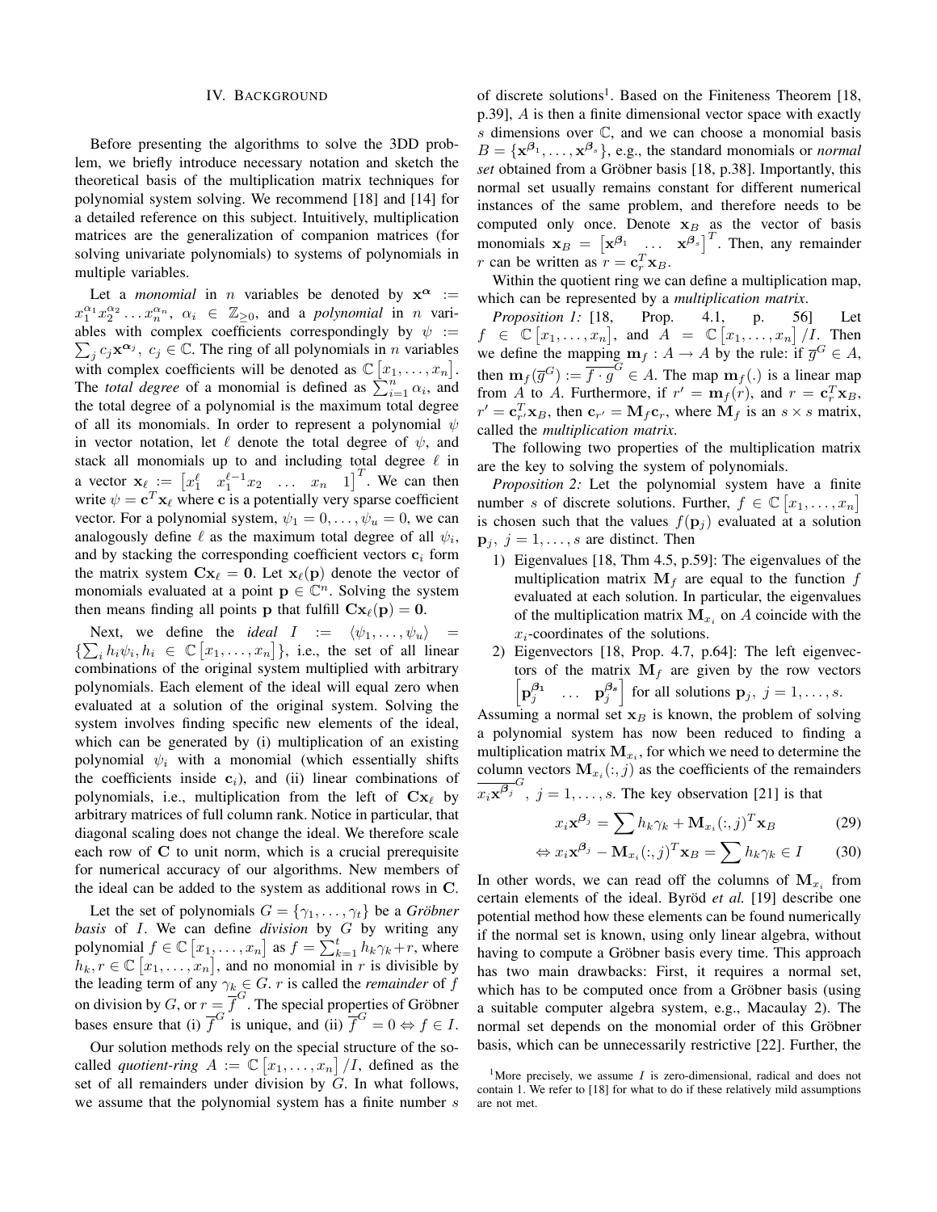## IV. Background

Before presenting the algorithms to solve the 3DD problem, we briefly introduce necessary notation and sketch the theoretical basis of the multiplication matrix techniques for polynomial system solving. We recommend [18] and [14] for a detailed reference on this subject. Intuitively, multiplication matrices are the generalization of companion matrices (for solving univariate polynomials) to systems of polynomials in multiple variables.

Let a *monomial* in $n$ variables be denoted by $\mathbf{x}^{\boldsymbol{\alpha}} := x_1^{\alpha_1} x_2^{\alpha_2} \dots x_n^{\alpha_n}$, $\alpha_i \in \mathbb{Z}_{\geq 0}$, and a *polynomial* in $n$ variables with complex coefficients correspondingly by $\psi := \sum_j c_j \mathbf{x}^{\boldsymbol{\alpha}_j}$, $c_j \in \mathbb{C}$. The ring of all polynomials in $n$ variables with complex coefficients will be denoted as $\mathbb{C}\left[x_1, \dots, x_n\right]$. The *total degree* of a monomial is defined as $\sum_{i=1}^n \alpha_i$, and the total degree of a polynomial is the maximum total degree of all its monomials. In order to represent a polynomial $\psi$ in vector notation, let $\ell$ denote the total degree of $\psi$, and stack all monomials up to and including total degree $\ell$ in a vector $\mathbf{x}_\ell := \begin{bmatrix} x_1^\ell & x_1^{\ell-1} x_2 & \dots & x_n & 1 \end{bmatrix}^T$. We can then write $\psi = \mathbf{c}^T \mathbf{x}_\ell$ where $\mathbf{c}$ is a potentially very sparse coefficient vector. For a polynomial system, $\psi_1 = 0, \dots, \psi_u = 0$, we can analogously define $\ell$ as the maximum total degree of all $\psi_i$, and by stacking the corresponding coefficient vectors $\mathbf{c}_i$ form the matrix system $\mathbf{C}\mathbf{x}_\ell = \mathbf{0}$. Let $\mathbf{x}_\ell(\mathbf{p})$ denote the vector of monomials evaluated at a point $\mathbf{p} \in \mathbb{C}^n$. Solving the system then means finding all points $\mathbf{p}$ that fulfill $\mathbf{C}\mathbf{x}_\ell(\mathbf{p}) = \mathbf{0}$.

Next, we define the *ideal* $I := \langle \psi_1, \dots, \psi_u \rangle = \{\sum_i h_i \psi_i, h_i \in \mathbb{C}\left[x_1, \dots, x_n\right]\}$, i.e., the set of all linear combinations of the original system multiplied with arbitrary polynomials. Each element of the ideal will equal zero when evaluated at a solution of the original system. Solving the system involves finding specific new elements of the ideal, which can be generated by (i) multiplication of an existing polynomial $\psi_i$ with a monomial (which essentially shifts the coefficients inside $\mathbf{c}_i$), and (ii) linear combinations of polynomials, i.e., multiplication from the left of $\mathbf{C}\mathbf{x}_\ell$ by arbitrary matrices of full column rank. Notice in particular, that diagonal scaling does not change the ideal. We therefore scale each row of $\mathbf{C}$ to unit norm, which is a crucial prerequisite for numerical accuracy of our algorithms. New members of the ideal can be added to the system as additional rows in $\mathbf{C}$.

Let the set of polynomials $G = \{\gamma_1, \dots, \gamma_t\}$ be a *Gröbner basis* of $I$. We can define *division* by $G$ by writing any polynomial $f \in \mathbb{C}\left[x_1, \dots, x_n\right]$ as $f = \sum_{k=1}^t h_k \gamma_k + r$, where $h_k, r \in \mathbb{C}\left[x_1, \dots, x_n\right]$, and no monomial in $r$ is divisible by the leading term of any $\gamma_k \in G$. $r$ is called the *remainder* of $f$ on division by $G$, or $r = \overline{f}^G$. The special properties of Gröbner bases ensure that (i) $\overline{f}^G$ is unique, and (ii) $\overline{f}^G = 0 \Leftrightarrow f \in I$.

Our solution methods rely on the special structure of the so-called *quotient-ring* $A := \mathbb{C}\left[x_1, \dots, x_n\right]/I$, defined as the set of all remainders under division by $G$. In what follows, we assume that the polynomial system has a finite number $s$ of discrete solutions[1]. Based on the Finiteness Theorem [18, p.39], $A$ is then a finite dimensional vector space with exactly $s$ dimensions over $\mathbb{C}$, and we can choose a monomial basis $B = \{\mathbf{x}^{\boldsymbol{\beta}_1}, \dots, \mathbf{x}^{\boldsymbol{\beta}_s}\}$, e.g., the standard monomials or *normal set* obtained from a Gröbner basis [18, p.38]. Importantly, this normal set usually remains constant for different numerical instances of the same problem, and therefore needs to be computed only once. Denote $\mathbf{x}_B$ as the vector of basis monomials $\mathbf{x}_B = \begin{bmatrix} \mathbf{x}^{\boldsymbol{\beta}_1} & \dots & \mathbf{x}^{\boldsymbol{\beta}_s} \end{bmatrix}^T$. Then, any remainder $r$ can be written as $r = \mathbf{c}_r^T \mathbf{x}_B$.

Within the quotient ring we can define a multiplication map, which can be represented by a *multiplication matrix*.

*Proposition 1:* [18, Prop. 4.1, p. 56] Let $f \in \mathbb{C}\left[x_1, \dots, x_n\right]$, and $A = \mathbb{C}\left[x_1, \dots, x_n\right]/I$. Then we define the mapping $\mathbf{m}_f : A \rightarrow A$ by the rule: if $\overline{g}^G \in A$, then $\mathbf{m}_f(\overline{g}^G) := \overline{f \cdot g}^G \in A$. The map $\mathbf{m}_f(.)$ is a linear map from $A$ to $A$. Furthermore, if $r' = \mathbf{m}_f(r)$, and $r = \mathbf{c}_r^T \mathbf{x}_B$, $r' = \mathbf{c}_{r'}^T \mathbf{x}_B$, then $\mathbf{c}_{r'} = \mathbf{M}_f \mathbf{c}_r$, where $\mathbf{M}_f$ is an $s \times s$ matrix, called the *multiplication matrix*.

The following two properties of the multiplication matrix are the key to solving the system of polynomials.

*Proposition 2:* Let the polynomial system have a finite number $s$ of discrete solutions. Further, $f \in \mathbb{C}\left[x_1, \dots, x_n\right]$ is chosen such that the values $f(\mathbf{p}_j)$ evaluated at a solution $\mathbf{p}_j$, $j = 1, \dots, s$ are distinct. Then

1) Eigenvalues [18, Thm 4.5, p.59]: The eigenvalues of the multiplication matrix $\mathbf{M}_f$ are equal to the function $f$ evaluated at each solution. In particular, the eigenvalues of the multiplication matrix $\mathbf{M}_{x_i}$ on $A$ coincide with the $x_i$-coordinates of the solutions.
2) Eigenvectors [18, Prop. 4.7, p.64]: The left eigenvectors of the matrix $\mathbf{M}_f$ are given by the row vectors $\begin{bmatrix} \mathbf{p}_j^{\boldsymbol{\beta}_1} & \dots & \mathbf{p}_j^{\boldsymbol{\beta}_s} \end{bmatrix}$ for all solutions $\mathbf{p}_j$, $j = 1, \dots, s$.

Assuming a normal set $\mathbf{x}_B$ is known, the problem of solving a polynomial system has now been reduced to finding a multiplication matrix $\mathbf{M}_{x_i}$, for which we need to determine the column vectors $\mathbf{M}_{x_i}(:, j)$ as the coefficients of the remainders $\overline{x_i \mathbf{x}^{\boldsymbol{\beta}_j}}^G$, $j = 1, \dots, s$. The key observation [21] is that

$$x_i \mathbf{x}^{\boldsymbol{\beta}_j} = \sum h_k \gamma_k + \mathbf{M}_{x_i}(:, j)^T \mathbf{x}_B \tag{29}$$

$$\Leftrightarrow x_i \mathbf{x}^{\boldsymbol{\beta}_j} - \mathbf{M}_{x_i}(:, j)^T \mathbf{x}_B = \sum h_k \gamma_k \in I \tag{30}$$

In other words, we can read off the columns of $\mathbf{M}_{x_i}$ from certain elements of the ideal. Byröd *et al.* [19] describe one potential method how these elements can be found numerically if the normal set is known, using only linear algebra, without having to compute a Gröbner basis every time. This approach has two main drawbacks: First, it requires a normal set, which has to be computed once from a Gröbner basis (using a suitable computer algebra system, e.g., Macaulay 2). The normal set depends on the monomial order of this Gröbner basis, which can be unnecessarily restrictive [22]. Further, the

[1] More precisely, we assume $I$ is zero-dimensional, radical and does not contain 1. We refer to [18] for what to do if these relatively mild assumptions are not met.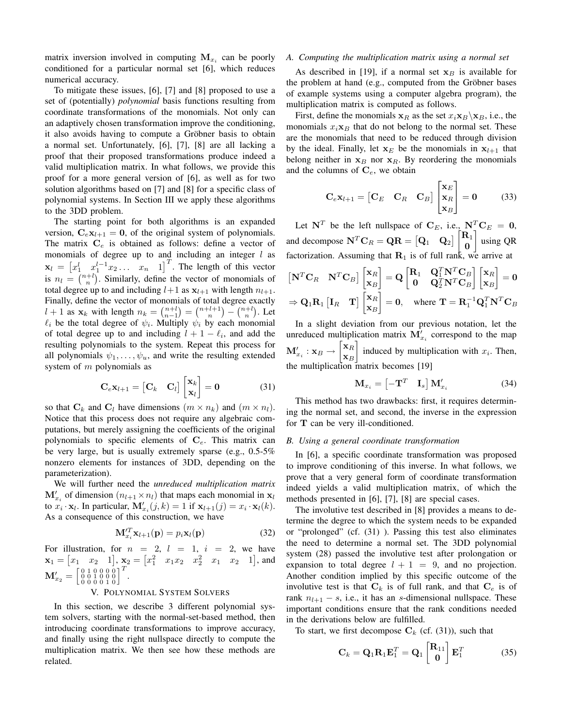matrix inversion involved in computing $\mathbf{M}_{x_i}$ can be poorly conditioned for a particular normal set [6], which reduces numerical accuracy.

To mitigate these issues, [6], [7] and [8] proposed to use a set of (potentially) *polynomial* basis functions resulting from coordinate transformations of the monomials. Not only can an adaptively chosen transformation improve the conditioning, it also avoids having to compute a Gröbner basis to obtain a normal set. Unfortunately, [6], [7], [8] are all lacking a proof that their proposed transformations produce indeed a valid multiplication matrix. In what follows, we provide this proof for a more general version of [6], as well as for two solution algorithms based on [7] and [8] for a specific class of polynomial systems. In Section III we apply these algorithms to the 3DD problem.

The starting point for both algorithms is an expanded version, $\mathbf{C}_e\mathbf{x}_{l+1} = \mathbf{0}$, of the original system of polynomials. The matrix $\mathbf{C}_e$ is obtained as follows: define a vector of monomials of degree up to and including an integer $l$ as $\mathbf{x}_l = \begin{bmatrix} x_1^l & x_1^{l-1}x_2 \dots & x_n & 1 \end{bmatrix}^T$. The length of this vector is $n_l = \binom{n+l}{n}$. Similarly, define the vector of monomials of total degree up to and including $l+1$ as $\mathbf{x}_{l+1}$ with length $n_{l+1}$. Finally, define the vector of monomials of total degree exactly $l+1$ as $\mathbf{x}_k$ with length $n_k = \binom{n+l}{n-1} = \binom{n+l+1}{n} - \binom{n+l}{n}$. Let $\ell_i$ be the total degree of $\psi_i$. Multiply $\psi_i$ by each monomial of total degree up to and including $l+1-\ell_i$, and add the resulting polynomials to the system. Repeat this process for all polynomials $\psi_1, \dots, \psi_u$, and write the resulting extended system of $m$ polynomials as

$$\mathbf{C}_e\mathbf{x}_{l+1} = \begin{bmatrix} \mathbf{C}_k & \mathbf{C}_l \end{bmatrix} \begin{bmatrix} \mathbf{x}_k \\ \mathbf{x}_l \end{bmatrix} = \mathbf{0} \tag{31}$$

so that $\mathbf{C}_k$ and $\mathbf{C}_l$ have dimensions $(m \times n_k)$ and $(m \times n_l)$. Notice that this process does not require any algebraic computations, but merely assigning the coefficients of the original polynomials to specific elements of $\mathbf{C}_e$. This matrix can be very large, but is usually extremely sparse (e.g., 0.5-5% nonzero elements for instances of 3DD, depending on the parameterization).

We will further need the *unreduced multiplication matrix* $\mathbf{M}'_{x_i}$ of dimension $(n_{l+1} \times n_l)$ that maps each monomial in $\mathbf{x}_l$ to $x_i \cdot \mathbf{x}_l$. In particular, $\mathbf{M}'_{x_i}(j,k) = 1$ if $\mathbf{x}_{l+1}(j) = x_i \cdot \mathbf{x}_l(k)$. As a consequence of this construction, we have

$$\mathbf{M}'^T_{x_i}\mathbf{x}_{l+1}(\mathbf{p}) = p_i\mathbf{x}_l(\mathbf{p}) \tag{32}$$

For illustration, for $n = 2$, $l = 1$, $i = 2$, we have $\mathbf{x}_1 = \begin{bmatrix} x_1 & x_2 & 1 \end{bmatrix}$, $\mathbf{x}_2 = \begin{bmatrix} x_1^2 & x_1x_2 & x_2^2 & x_1 & x_2 & 1 \end{bmatrix}$, and $\mathbf{M}'_{x_2} = \begin{bmatrix} 0&1&0&0&0&0 \\ 0&0&1&0&0&0 \\ 0&0&0&0&1&0 \end{bmatrix}^T$.

## V. Polynomial System Solvers

In this section, we describe 3 different polynomial system solvers, starting with the normal-set-based method, then introducing coordinate transformations to improve accuracy, and finally using the right nullspace directly to compute the multiplication matrix. We then see how these methods are related.

### A. Computing the multiplication matrix using a normal set

As described in [19], if a normal set $\mathbf{x}_B$ is available for the problem at hand (e.g., computed from the Gröbner bases of example systems using a computer algebra program), the multiplication matrix is computed as follows.

First, define the monomials $\mathbf{x}_R$ as the set $x_i\mathbf{x}_B \backslash \mathbf{x}_B$, i.e., the monomials $x_i\mathbf{x}_B$ that do not belong to the normal set. These are the monomials that need to be reduced through division by the ideal. Finally, let $\mathbf{x}_E$ be the monomials in $\mathbf{x}_{l+1}$ that belong neither in $\mathbf{x}_B$ nor $\mathbf{x}_R$. By reordering the monomials and the columns of $\mathbf{C}_e$, we obtain

$$\mathbf{C}_e\mathbf{x}_{l+1} = \begin{bmatrix} \mathbf{C}_E & \mathbf{C}_R & \mathbf{C}_B \end{bmatrix} \begin{bmatrix} \mathbf{x}_E \\ \mathbf{x}_R \\ \mathbf{x}_B \end{bmatrix} = \mathbf{0} \tag{33}$$

Let $\mathbf{N}^T$ be the left nullspace of $\mathbf{C}_E$, i.e., $\mathbf{N}^T\mathbf{C}_E = \mathbf{0}$, and decompose $\mathbf{N}^T\mathbf{C}_R = \mathbf{Q}\mathbf{R} = \begin{bmatrix} \mathbf{Q}_1 & \mathbf{Q}_2 \end{bmatrix} \begin{bmatrix} \mathbf{R}_1 \\ \mathbf{0} \end{bmatrix}$ using QR factorization. Assuming that $\mathbf{R}_1$ is of full rank, we arrive at

$$\begin{bmatrix} \mathbf{N}^T\mathbf{C}_R & \mathbf{N}^T\mathbf{C}_B \end{bmatrix} \begin{bmatrix} \mathbf{x}_R \\ \mathbf{x}_B \end{bmatrix} = \mathbf{Q} \begin{bmatrix} \mathbf{R}_1 & \mathbf{Q}_1^T\mathbf{N}^T\mathbf{C}_B \\ \mathbf{0} & \mathbf{Q}_2^T\mathbf{N}^T\mathbf{C}_B \end{bmatrix} \begin{bmatrix} \mathbf{x}_R \\ \mathbf{x}_B \end{bmatrix} = \mathbf{0}$$

$$\Rightarrow \mathbf{Q}_1\mathbf{R}_1 \begin{bmatrix} \mathbf{I}_R & \mathbf{T} \end{bmatrix} \begin{bmatrix} \mathbf{x}_R \\ \mathbf{x}_B \end{bmatrix} = \mathbf{0}, \quad \text{where } \mathbf{T} = \mathbf{R}_1^{-1}\mathbf{Q}_1^T\mathbf{N}^T\mathbf{C}_B$$

In a slight deviation from our previous notation, let the unreduced multiplication matrix $\mathbf{M}'_{x_i}$ correspond to the map $\mathbf{M}'_{x_i} : \mathbf{x}_B \rightarrow \begin{bmatrix} \mathbf{x}_R \\ \mathbf{x}_B \end{bmatrix}$ induced by multiplication with $x_i$. Then, the multiplication matrix becomes [19]

$$\mathbf{M}_{x_i} = \begin{bmatrix} -\mathbf{T}^T & \mathbf{I}_s \end{bmatrix} \mathbf{M}'_{x_i} \tag{34}$$

This method has two drawbacks: first, it requires determining the normal set, and second, the inverse in the expression for $\mathbf{T}$ can be very ill-conditioned.

### B. Using a general coordinate transformation

In [6], a specific coordinate transformation was proposed to improve conditioning of this inverse. In what follows, we prove that a very general form of coordinate transformation indeed yields a valid multiplication matrix, of which the methods presented in [6], [7], [8] are special cases.

The involutive test described in [8] provides a means to determine the degree to which the system needs to be expanded or "prolonged" (cf. (31) ). Passing this test also eliminates the need to determine a normal set. The 3DD polynomial system (28) passed the involutive test after prolongation or expansion to total degree $l+1 = 9$, and no projection. Another condition implied by this specific outcome of the involutive test is that $\mathbf{C}_k$ is of full rank, and that $\mathbf{C}_e$ is of rank $n_{l+1} - s$, i.e., it has an $s$-dimensional nullspace. These important conditions ensure that the rank conditions needed in the derivations below are fulfilled.

To start, we first decompose $\mathbf{C}_k$ (cf. (31)), such that

$$\mathbf{C}_k = \mathbf{Q}_1\mathbf{R}_1\mathbf{E}_1^T = \mathbf{Q}_1 \begin{bmatrix} \mathbf{R}_{11} \\ \mathbf{0} \end{bmatrix} \mathbf{E}_1^T \tag{35}$$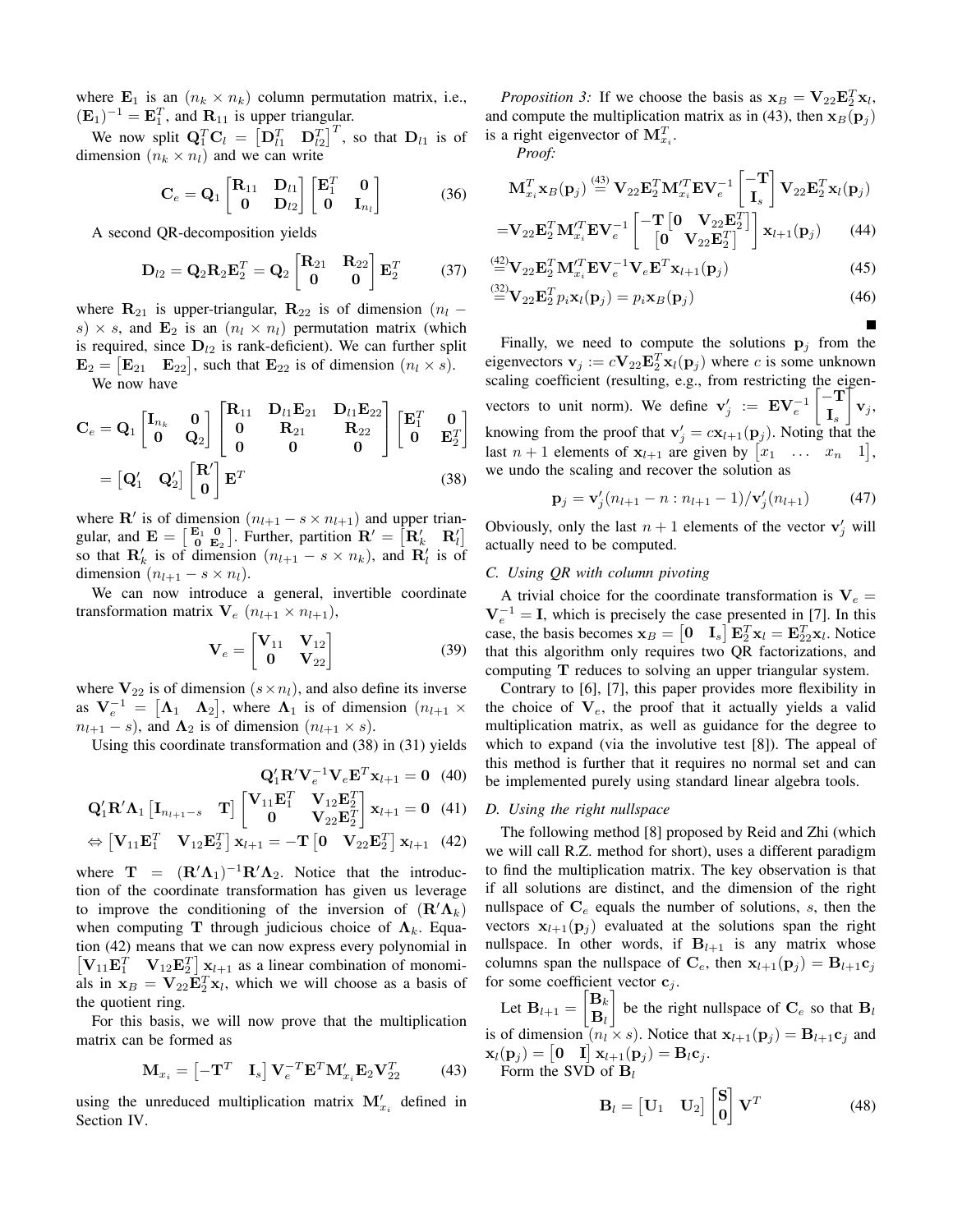where $\mathbf{E}_1$ is an $(n_k \times n_k)$ column permutation matrix, i.e., $(\mathbf{E}_1)^{-1} = \mathbf{E}_1^T$, and $\mathbf{R}_{11}$ is upper triangular.

We now split $\mathbf{Q}_1^T \mathbf{C}_l = \begin{bmatrix} \mathbf{D}_{l1}^T & \mathbf{D}_{l2}^T \end{bmatrix}^T$, so that $\mathbf{D}_{l1}$ is of dimension $(n_k \times n_l)$ and we can write

$$\mathbf{C}_e = \mathbf{Q}_1 \begin{bmatrix} \mathbf{R}_{11} & \mathbf{D}_{l1} \\ \mathbf{0} & \mathbf{D}_{l2} \end{bmatrix} \begin{bmatrix} \mathbf{E}_1^T & \mathbf{0} \\ \mathbf{0} & \mathbf{I}_{n_l} \end{bmatrix} \tag{36}$$

A second QR-decomposition yields

$$\mathbf{D}_{l2} = \mathbf{Q}_2 \mathbf{R}_2 \mathbf{E}_2^T = \mathbf{Q}_2 \begin{bmatrix} \mathbf{R}_{21} & \mathbf{R}_{22} \\ \mathbf{0} & \mathbf{0} \end{bmatrix} \mathbf{E}_2^T \tag{37}$$

where $\mathbf{R}_{21}$ is upper-triangular, $\mathbf{R}_{22}$ is of dimension $(n_l - s) \times s$, and $\mathbf{E}_2$ is an $(n_l \times n_l)$ permutation matrix (which is required, since $\mathbf{D}_{l2}$ is rank-deficient). We can further split $\mathbf{E}_2 = \begin{bmatrix} \mathbf{E}_{21} & \mathbf{E}_{22} \end{bmatrix}$, such that $\mathbf{E}_{22}$ is of dimension $(n_l \times s)$.

We now have

$$\begin{aligned}\mathbf{C}_e &= \mathbf{Q}_1 \begin{bmatrix} \mathbf{I}_{n_k} & \mathbf{0} \\ \mathbf{0} & \mathbf{Q}_2 \end{bmatrix} \begin{bmatrix} \mathbf{R}_{11} & \mathbf{D}_{l1}\mathbf{E}_{21} & \mathbf{D}_{l1}\mathbf{E}_{22} \\ \mathbf{0} & \mathbf{R}_{21} & \mathbf{R}_{22} \\ \mathbf{0} & \mathbf{0} & \mathbf{0} \end{bmatrix} \begin{bmatrix} \mathbf{E}_1^T & \mathbf{0} \\ \mathbf{0} & \mathbf{E}_2^T \end{bmatrix} \\ &= \begin{bmatrix} \mathbf{Q}_1' & \mathbf{Q}_2' \end{bmatrix} \begin{bmatrix} \mathbf{R}' \\ \mathbf{0} \end{bmatrix} \mathbf{E}^T \end{aligned} \tag{38}$$

where $\mathbf{R}'$ is of dimension $(n_{l+1} - s \times n_{l+1})$ and upper triangular, and $\mathbf{E} = \begin{bmatrix} \mathbf{E}_1 & \mathbf{0} \\ \mathbf{0} & \mathbf{E}_2 \end{bmatrix}$. Further, partition $\mathbf{R}' = \begin{bmatrix} \mathbf{R}_k' & \mathbf{R}_l' \end{bmatrix}$ so that $\mathbf{R}_k'$ is of dimension $(n_{l+1} - s \times n_k)$, and $\mathbf{R}_l'$ is of dimension $(n_{l+1} - s \times n_l)$.

We can now introduce a general, invertible coordinate transformation matrix $\mathbf{V}_e$ $(n_{l+1} \times n_{l+1})$,

$$\mathbf{V}_e = \begin{bmatrix} \mathbf{V}_{11} & \mathbf{V}_{12} \\ \mathbf{0} & \mathbf{V}_{22} \end{bmatrix} \tag{39}$$

where $\mathbf{V}_{22}$ is of dimension $(s \times n_l)$, and also define its inverse as $\mathbf{V}_e^{-1} = \begin{bmatrix} \mathbf{\Lambda}_1 & \mathbf{\Lambda}_2 \end{bmatrix}$, where $\mathbf{\Lambda}_1$ is of dimension $(n_{l+1} \times n_{l+1} - s)$, and $\mathbf{\Lambda}_2$ is of dimension $(n_{l+1} \times s)$.

Using this coordinate transformation and (38) in (31) yields

$$\mathbf{Q}_1' \mathbf{R}' \mathbf{V}_e^{-1} \mathbf{V}_e \mathbf{E}^T \mathbf{x}_{l+1} = \mathbf{0} \tag{40}$$

$$\mathbf{Q}_1' \mathbf{R}' \mathbf{\Lambda}_1 \begin{bmatrix} \mathbf{I}_{n_{l+1}-s} & \mathbf{T} \end{bmatrix} \begin{bmatrix} \mathbf{V}_{11}\mathbf{E}_1^T & \mathbf{V}_{12}\mathbf{E}_2^T \\ \mathbf{0} & \mathbf{V}_{22}\mathbf{E}_2^T \end{bmatrix} \mathbf{x}_{l+1} = \mathbf{0} \tag{41}$$

$$\Leftrightarrow \begin{bmatrix} \mathbf{V}_{11}\mathbf{E}_1^T & \mathbf{V}_{12}\mathbf{E}_2^T \end{bmatrix} \mathbf{x}_{l+1} = -\mathbf{T} \begin{bmatrix} \mathbf{0} & \mathbf{V}_{22}\mathbf{E}_2^T \end{bmatrix} \mathbf{x}_{l+1} \tag{42}$$

where $\mathbf{T} = (\mathbf{R}'\mathbf{\Lambda}_1)^{-1} \mathbf{R}' \mathbf{\Lambda}_2$. Notice that the introduction of the coordinate transformation has given us leverage to improve the conditioning of the inversion of $(\mathbf{R}'\mathbf{\Lambda}_k)$ when computing $\mathbf{T}$ through judicious choice of $\mathbf{\Lambda}_k$. Equation (42) means that we can now express every polynomial in $\begin{bmatrix} \mathbf{V}_{11}\mathbf{E}_1^T & \mathbf{V}_{12}\mathbf{E}_2^T \end{bmatrix} \mathbf{x}_{l+1}$ as a linear combination of monomials in $\mathbf{x}_B = \mathbf{V}_{22}\mathbf{E}_2^T \mathbf{x}_l$, which we will choose as a basis of the quotient ring.

For this basis, we will now prove that the multiplication matrix can be formed as

$$\mathbf{M}_{x_i} = \begin{bmatrix} -\mathbf{T}^T & \mathbf{I}_s \end{bmatrix} \mathbf{V}_e^{-T} \mathbf{E}^T \mathbf{M}_{x_i}' \mathbf{E}_2 \mathbf{V}_{22}^T \tag{43}$$

using the unreduced multiplication matrix $\mathbf{M}_{x_i}'$ defined in Section IV.

*Proposition 3:* If we choose the basis as $\mathbf{x}_B = \mathbf{V}_{22}\mathbf{E}_2^T \mathbf{x}_l$, and compute the multiplication matrix as in (43), then $\mathbf{x}_B(\mathbf{p}_j)$ is a right eigenvector of $\mathbf{M}_{x_i}^T$.

*Proof:*

$$\mathbf{M}_{x_i}^T \mathbf{x}_B(\mathbf{p}_j) \overset{(43)}{=} \mathbf{V}_{22}\mathbf{E}_2^T \mathbf{M}_{x_i}'^T \mathbf{E} \mathbf{V}_e^{-1} \begin{bmatrix} -\mathbf{T} \\ \mathbf{I}_s \end{bmatrix} \mathbf{V}_{22}\mathbf{E}_2^T \mathbf{x}_l(\mathbf{p}_j)$$

$$= \mathbf{V}_{22}\mathbf{E}_2^T \mathbf{M}_{x_i}'^T \mathbf{E} \mathbf{V}_e^{-1} \begin{bmatrix} -\mathbf{T}\begin{bmatrix} \mathbf{0} & \mathbf{V}_{22}\mathbf{E}_2^T \end{bmatrix} \\ \begin{bmatrix} \mathbf{0} & \mathbf{V}_{22}\mathbf{E}_2^T \end{bmatrix} \end{bmatrix} \mathbf{x}_{l+1}(\mathbf{p}_j) \tag{44}$$

$$\overset{(42)}{=} \mathbf{V}_{22}\mathbf{E}_2^T \mathbf{M}_{x_i}'^T \mathbf{E} \mathbf{V}_e^{-1} \mathbf{V}_e \mathbf{E}^T \mathbf{x}_{l+1}(\mathbf{p}_j) \tag{45}$$

$$\overset{(32)}{=} \mathbf{V}_{22}\mathbf{E}_2^T p_i \mathbf{x}_l(\mathbf{p}_j) = p_i \mathbf{x}_B(\mathbf{p}_j) \tag{46}$$

■

Finally, we need to compute the solutions $\mathbf{p}_j$ from the eigenvectors $\mathbf{v}_j := c\mathbf{V}_{22}\mathbf{E}_2^T \mathbf{x}_l(\mathbf{p}_j)$ where $c$ is some unknown scaling coefficient (resulting, e.g., from restricting the eigenvectors to unit norm). We define $\mathbf{v}_j' := \mathbf{E}\mathbf{V}_e^{-1} \begin{bmatrix} -\mathbf{T} \\ \mathbf{I}_s \end{bmatrix} \mathbf{v}_j$, knowing from the proof that $\mathbf{v}_j' = c\mathbf{x}_{l+1}(\mathbf{p}_j)$. Noting that the last $n+1$ elements of $\mathbf{x}_{l+1}$ are given by $\begin{bmatrix} x_1 & \ldots & x_n & 1 \end{bmatrix}$, we undo the scaling and recover the solution as

$$\mathbf{p}_j = \mathbf{v}_j'(n_{l+1} - n : n_{l+1} - 1) / \mathbf{v}_j'(n_{l+1}) \tag{47}$$

Obviously, only the last $n+1$ elements of the vector $\mathbf{v}_j'$ will actually need to be computed.

### C. Using QR with column pivoting

A trivial choice for the coordinate transformation is $\mathbf{V}_e = \mathbf{V}_e^{-1} = \mathbf{I}$, which is precisely the case presented in [7]. In this case, the basis becomes $\mathbf{x}_B = \begin{bmatrix} \mathbf{0} & \mathbf{I}_s \end{bmatrix} \mathbf{E}_2^T \mathbf{x}_l = \mathbf{E}_{22}^T \mathbf{x}_l$. Notice that this algorithm only requires two QR factorizations, and computing $\mathbf{T}$ reduces to solving an upper triangular system.

Contrary to [6], [7], this paper provides more flexibility in the choice of $\mathbf{V}_e$, the proof that it actually yields a valid multiplication matrix, as well as guidance for the degree to which to expand (via the involutive test [8]). The appeal of this method is further that it requires no normal set and can be implemented purely using standard linear algebra tools.

### D. Using the right nullspace

The following method [8] proposed by Reid and Zhi (which we will call R.Z. method for short), uses a different paradigm to find the multiplication matrix. The key observation is that if all solutions are distinct, and the dimension of the right nullspace of $\mathbf{C}_e$ equals the number of solutions, $s$, then the vectors $\mathbf{x}_{l+1}(\mathbf{p}_j)$ evaluated at the solutions span the right nullspace. In other words, if $\mathbf{B}_{l+1}$ is any matrix whose columns span the nullspace of $\mathbf{C}_e$, then $\mathbf{x}_{l+1}(\mathbf{p}_j) = \mathbf{B}_{l+1}\mathbf{c}_j$ for some coefficient vector $\mathbf{c}_j$.

Let $\mathbf{B}_{l+1} = \begin{bmatrix} \mathbf{B}_k \\ \mathbf{B}_l \end{bmatrix}$ be the right nullspace of $\mathbf{C}_e$ so that $\mathbf{B}_l$ is of dimension $(n_l \times s)$. Notice that $\mathbf{x}_{l+1}(\mathbf{p}_j) = \mathbf{B}_{l+1}\mathbf{c}_j$ and $\mathbf{x}_l(\mathbf{p}_j) = \begin{bmatrix} \mathbf{0} & \mathbf{I} \end{bmatrix} \mathbf{x}_{l+1}(\mathbf{p}_j) = \mathbf{B}_l \mathbf{c}_j$.

Form the SVD of $\mathbf{B}_l$

$$\mathbf{B}_l = \begin{bmatrix} \mathbf{U}_1 & \mathbf{U}_2 \end{bmatrix} \begin{bmatrix} \mathbf{S} \\ \mathbf{0} \end{bmatrix} \mathbf{V}^T \tag{48}$$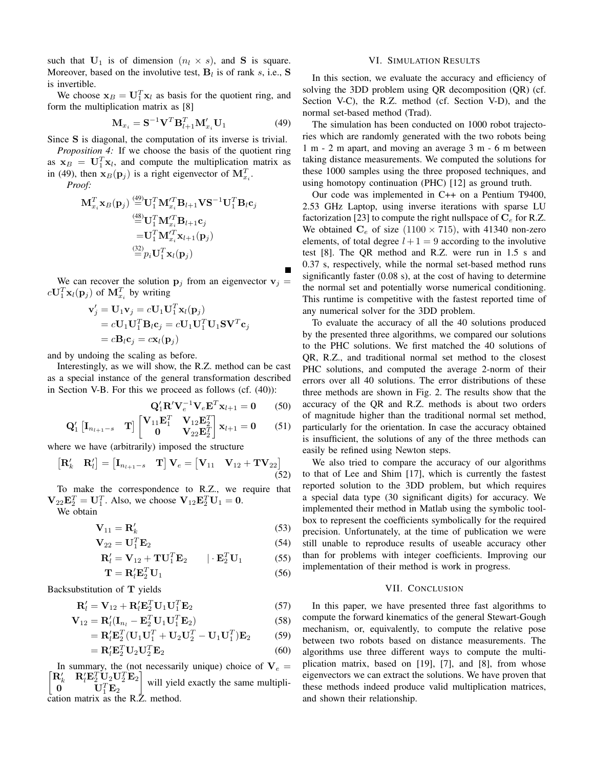such that $\mathbf{U}_1$ is of dimension $(n_l \times s)$, and $\mathbf{S}$ is square. Moreover, based on the involutive test, $\mathbf{B}_l$ is of rank $s$, i.e., $\mathbf{S}$ is invertible.

We choose $\mathbf{x}_B = \mathbf{U}_1^T \mathbf{x}_l$ as basis for the quotient ring, and form the multiplication matrix as [8]

$$\mathbf{M}_{x_i} = \mathbf{S}^{-1}\mathbf{V}^T\mathbf{B}_{l+1}^T\mathbf{M}'_{x_i}\mathbf{U}_1 \tag{49}$$

Since $\mathbf{S}$ is diagonal, the computation of its inverse is trivial.

*Proposition 4:* If we choose the basis of the quotient ring as $\mathbf{x}_B = \mathbf{U}_1^T\mathbf{x}_l$, and compute the multiplication matrix as in (49), then $\mathbf{x}_B(\mathbf{p}_j)$ is a right eigenvector of $\mathbf{M}_{x_i}^T$.

*Proof:*

$$\begin{aligned}
\mathbf{M}_{x_i}^T\mathbf{x}_B(\mathbf{p}_j) &\overset{(49)}{=} \mathbf{U}_1^T\mathbf{M}'^T_{x_i}\mathbf{B}_{l+1}\mathbf{V}\mathbf{S}^{-1}\mathbf{U}_1^T\mathbf{B}_l\mathbf{c}_j \\
&\overset{(48)}{=} \mathbf{U}_1^T\mathbf{M}'^T_{x_i}\mathbf{B}_{l+1}\mathbf{c}_j \\
&= \mathbf{U}_1^T\mathbf{M}'^T_{x_i}\mathbf{x}_{l+1}(\mathbf{p}_j) \\
&\overset{(32)}{=} p_i\mathbf{U}_1^T\mathbf{x}_l(\mathbf{p}_j)
\end{aligned}$$

■

We can recover the solution $\mathbf{p}_j$ from an eigenvector $\mathbf{v}_j = c\mathbf{U}_1^T\mathbf{x}_l(\mathbf{p}_j)$ of $\mathbf{M}_{x_i}^T$ by writing

$$\begin{aligned}
\mathbf{v}'_j = \mathbf{U}_1\mathbf{v}_j &= c\mathbf{U}_1\mathbf{U}_1^T\mathbf{x}_l(\mathbf{p}_j) \\
&= c\mathbf{U}_1\mathbf{U}_1^T\mathbf{B}_l\mathbf{c}_j = c\mathbf{U}_1\mathbf{U}_1^T\mathbf{U}_1\mathbf{S}\mathbf{V}^T\mathbf{c}_j \\
&= c\mathbf{B}_l\mathbf{c}_j = c\mathbf{x}_l(\mathbf{p}_j)
\end{aligned}$$

and by undoing the scaling as before.

Interestingly, as we will show, the R.Z. method can be cast as a special instance of the general transformation described in Section V-B. For this we proceed as follows (cf. (40)):

$$\mathbf{Q}'_1\mathbf{R}'\mathbf{V}_e^{-1}\mathbf{V}_e\mathbf{E}^T\mathbf{x}_{l+1} = \mathbf{0} \tag{50}$$

$$\mathbf{Q}'_1\begin{bmatrix}\mathbf{I}_{n_{l+1}-s} & \mathbf{T}\end{bmatrix}\begin{bmatrix}\mathbf{V}_{11}\mathbf{E}_1^T & \mathbf{V}_{12}\mathbf{E}_2^T \\ \mathbf{0} & \mathbf{V}_{22}\mathbf{E}_2^T\end{bmatrix}\mathbf{x}_{l+1} = \mathbf{0} \tag{51}$$

where we have (arbitrarily) imposed the structure

$$\begin{bmatrix}\mathbf{R}'_k & \mathbf{R}'_l\end{bmatrix} = \begin{bmatrix}\mathbf{I}_{n_{l+1}-s} & \mathbf{T}\end{bmatrix}\mathbf{V}_e = \begin{bmatrix}\mathbf{V}_{11} & \mathbf{V}_{12}+\mathbf{T}\mathbf{V}_{22}\end{bmatrix} \tag{52}$$

To make the correspondence to R.Z., we require that $\mathbf{V}_{22}\mathbf{E}_2^T = \mathbf{U}_1^T$. Also, we choose $\mathbf{V}_{12}\mathbf{E}_2^T\mathbf{U}_1 = \mathbf{0}$. We obtain

$$\mathbf{V}_{11} = \mathbf{R}'_k \tag{53}$$

$$\mathbf{V}_{22} = \mathbf{U}_1^T\mathbf{E}_2 \tag{54}$$

$$\mathbf{R}'_l = \mathbf{V}_{12} + \mathbf{T}\mathbf{U}_1^T\mathbf{E}_2 \qquad | \cdot \mathbf{E}_2^T\mathbf{U}_1 \tag{55}$$

$$\mathbf{T} = \mathbf{R}'_l\mathbf{E}_2^T\mathbf{U}_1 \tag{56}$$

Backsubstitution of $\mathbf{T}$ yields

$$\mathbf{R}'_l = \mathbf{V}_{12} + \mathbf{R}'_l\mathbf{E}_2^T\mathbf{U}_1\mathbf{U}_1^T\mathbf{E}_2 \tag{57}$$

$$\begin{aligned}
\mathbf{V}_{12} &= \mathbf{R}'_l(\mathbf{I}_{n_l} - \mathbf{E}_2^T\mathbf{U}_1\mathbf{U}_1^T\mathbf{E}_2) &(58)\\
&= \mathbf{R}'_l\mathbf{E}_2^T(\mathbf{U}_1\mathbf{U}_1^T + \mathbf{U}_2\mathbf{U}_2^T - \mathbf{U}_1\mathbf{U}_1^T)\mathbf{E}_2 &(59)\\
&= \mathbf{R}'_l\mathbf{E}_2^T\mathbf{U}_2\mathbf{U}_2^T\mathbf{E}_2 &(60)
\end{aligned}$$

In summary, the (not necessarily unique) choice of $\mathbf{V}_e = \begin{bmatrix}\mathbf{R}'_k & \mathbf{R}'_l\mathbf{E}_2^T\mathbf{U}_2\mathbf{U}_2^T\mathbf{E}_2 \\ \mathbf{0} & \mathbf{U}_1^T\mathbf{E}_2\end{bmatrix}$ will yield exactly the same multiplication matrix as the R.Z. method.

## VI. Simulation Results

In this section, we evaluate the accuracy and efficiency of solving the 3DD problem using QR decomposition (QR) (cf. Section V-C), the R.Z. method (cf. Section V-D), and the normal set-based method (Trad).

The simulation has been conducted on 1000 robot trajectories which are randomly generated with the two robots being 1 m - 2 m apart, and moving an average 3 m - 6 m between taking distance measurements. We computed the solutions for these 1000 samples using the three proposed techniques, and using homotopy continuation (PHC) [12] as ground truth.

Our code was implemented in C++ on a Pentium T9400, 2.53 GHz Laptop, using inverse iterations with sparse LU factorization [23] to compute the right nullspace of $\mathbf{C}_e$ for R.Z. We obtained $\mathbf{C}_e$ of size $(1100 \times 715)$, with 41340 non-zero elements, of total degree $l+1 = 9$ according to the involutive test [8]. The QR method and R.Z. were run in 1.5 s and 0.37 s, respectively, while the normal set-based method runs significantly faster (0.08 s), at the cost of having to determine the normal set and potentially worse numerical conditioning. This runtime is competitive with the fastest reported time of any numerical solver for the 3DD problem.

To evaluate the accuracy of all the 40 solutions produced by the presented three algorithms, we compared our solutions to the PHC solutions. We first matched the 40 solutions of QR, R.Z., and traditional normal set method to the closest PHC solutions, and computed the average 2-norm of their errors over all 40 solutions. The error distributions of these three methods are shown in Fig. 2. The results show that the accuracy of the QR and R.Z. methods is about two orders of magnitude higher than the traditional normal set method, particularly for the orientation. In case the accuracy obtained is insufficient, the solutions of any of the three methods can easily be refined using Newton steps.

We also tried to compare the accuracy of our algorithms to that of Lee and Shim [17], which is currently the fastest reported solution to the 3DD problem, but which requires a special data type (30 significant digits) for accuracy. We implemented their method in Matlab using the symbolic toolbox to represent the coefficients symbolically for the required precision. Unfortunately, at the time of publication we were still unable to reproduce results of useable accuracy other than for problems with integer coefficients. Improving our implementation of their method is work in progress.

## VII. Conclusion

In this paper, we have presented three fast algorithms to compute the forward kinematics of the general Stewart-Gough mechanism, or, equivalently, to compute the relative pose between two robots based on distance measurements. The algorithms use three different ways to compute the multiplication matrix, based on [19], [7], and [8], from whose eigenvectors we can extract the solutions. We have proven that these methods indeed produce valid multiplication matrices, and shown their relationship.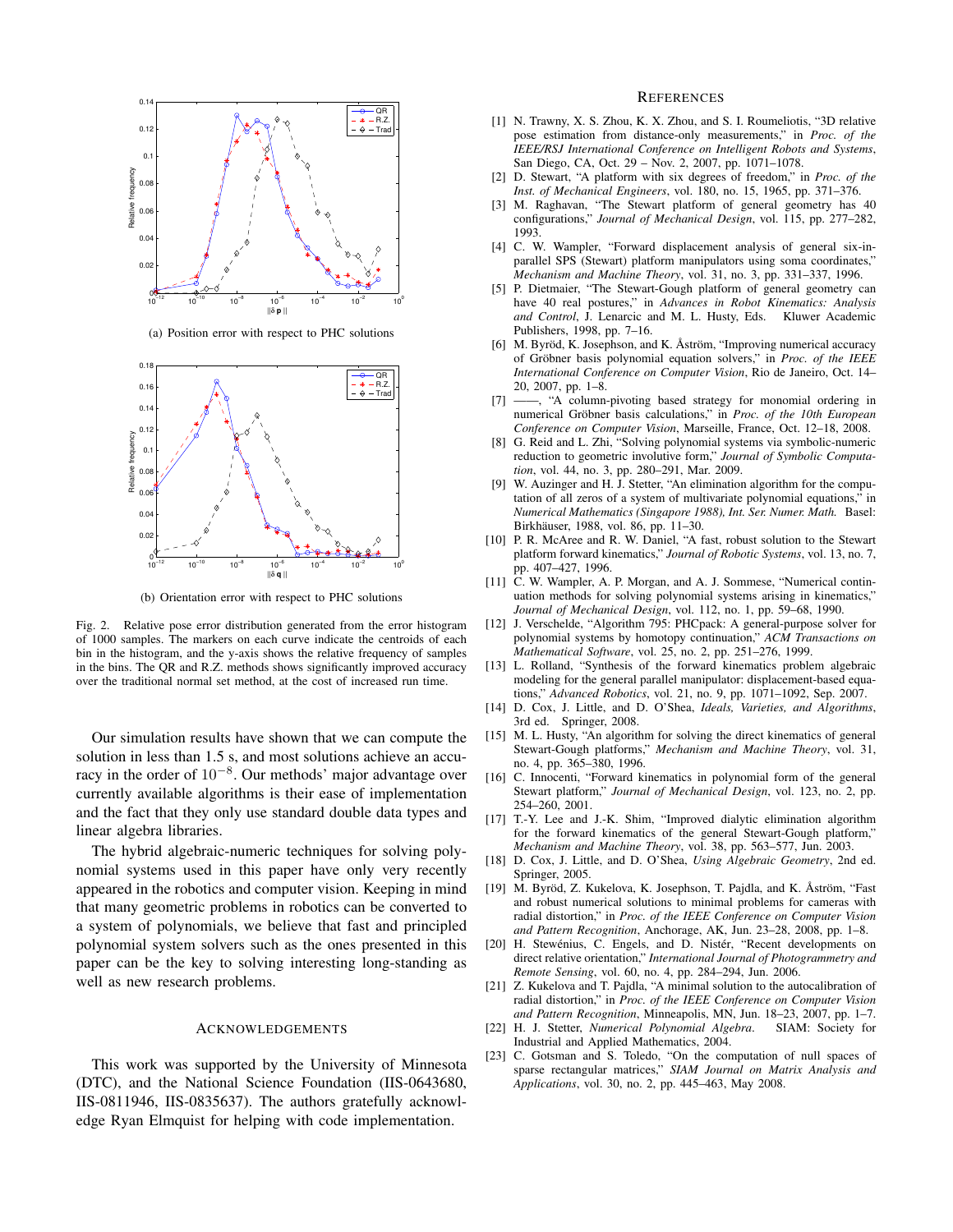0.14
0.12
0.1
0.08
0.06
0.04
0.02
0
Relative frequency
$10^{-12}$ $10^{-10}$ $10^{-8}$ $10^{-6}$ $10^{-4}$ $10^{-2}$ $10^{0}$
$||\delta \mathbf{p}||$
QR
R.Z.
Trad

(a) Position error with respect to PHC solutions

0.18
0.16
0.14
0.12
0.1
0.08
0.06
0.04
0.02
0
Relative frequency
$10^{-12}$ $10^{-10}$ $10^{-8}$ $10^{-6}$ $10^{-4}$ $10^{-2}$ $10^{0}$
$||\delta \mathbf{q}||$
QR
R.Z.
Trad

(b) Orientation error with respect to PHC solutions

Fig. 2. Relative pose error distribution generated from the error histogram of 1000 samples. The markers on each curve indicate the centroids of each bin in the histogram, and the y-axis shows the relative frequency of samples in the bins. The QR and R.Z. methods shows significantly improved accuracy over the traditional normal set method, at the cost of increased run time.

Our simulation results have shown that we can compute the solution in less than 1.5 s, and most solutions achieve an accuracy in the order of $10^{-8}$. Our methods' major advantage over currently available algorithms is their ease of implementation and the fact that they only use standard double data types and linear algebra libraries.

The hybrid algebraic-numeric techniques for solving polynomial systems used in this paper have only very recently appeared in the robotics and computer vision. Keeping in mind that many geometric problems in robotics can be converted to a system of polynomials, we believe that fast and principled polynomial system solvers such as the ones presented in this paper can be the key to solving interesting long-standing as well as new research problems.

## Acknowledgements

This work was supported by the University of Minnesota (DTC), and the National Science Foundation (IIS-0643680, IIS-0811946, IIS-0835637). The authors gratefully acknowledge Ryan Elmquist for helping with code implementation.

## References

[1] N. Trawny, X. S. Zhou, K. X. Zhou, and S. I. Roumeliotis, "3D relative pose estimation from distance-only measurements," in *Proc. of the IEEE/RSJ International Conference on Intelligent Robots and Systems*, San Diego, CA, Oct. 29 – Nov. 2, 2007, pp. 1071–1078.

[2] D. Stewart, "A platform with six degrees of freedom," in *Proc. of the Inst. of Mechanical Engineers*, vol. 180, no. 15, 1965, pp. 371–376.

[3] M. Raghavan, "The Stewart platform of general geometry has 40 configurations," *Journal of Mechanical Design*, vol. 115, pp. 277–282, 1993.

[4] C. W. Wampler, "Forward displacement analysis of general six-in-parallel SPS (Stewart) platform manipulators using soma coordinates," *Mechanism and Machine Theory*, vol. 31, no. 3, pp. 331–337, 1996.

[5] P. Dietmaier, "The Stewart-Gough platform of general geometry can have 40 real postures," in *Advances in Robot Kinematics: Analysis and Control*, J. Lenarcic and M. L. Husty, Eds. Kluwer Academic Publishers, 1998, pp. 7–16.

[6] M. Byröd, K. Josephson, and K. Åström, "Improving numerical accuracy of Gröbner basis polynomial equation solvers," in *Proc. of the IEEE International Conference on Computer Vision*, Rio de Janeiro, Oct. 14–20, 2007, pp. 1–8.

[7] ——, "A column-pivoting based strategy for monomial ordering in numerical Gröbner basis calculations," in *Proc. of the 10th European Conference on Computer Vision*, Marseille, France, Oct. 12–18, 2008.

[8] G. Reid and L. Zhi, "Solving polynomial systems via symbolic-numeric reduction to geometric involutive form," *Journal of Symbolic Computation*, vol. 44, no. 3, pp. 280–291, Mar. 2009.

[9] W. Auzinger and H. J. Stetter, "An elimination algorithm for the computation of all zeros of a system of multivariate polynomial equations," in *Numerical Mathematics (Singapore 1988), Int. Ser. Numer. Math.* Basel: Birkhäuser, 1988, vol. 86, pp. 11–30.

[10] P. R. McAree and R. W. Daniel, "A fast, robust solution to the Stewart platform forward kinematics," *Journal of Robotic Systems*, vol. 13, no. 7, pp. 407–427, 1996.

[11] C. W. Wampler, A. P. Morgan, and A. J. Sommese, "Numerical continuation methods for solving polynomial systems arising in kinematics," *Journal of Mechanical Design*, vol. 112, no. 1, pp. 59–68, 1990.

[12] J. Verschelde, "Algorithm 795: PHCpack: A general-purpose solver for polynomial systems by homotopy continuation," *ACM Transactions on Mathematical Software*, vol. 25, no. 2, pp. 251–276, 1999.

[13] L. Rolland, "Synthesis of the forward kinematics problem algebraic modeling for the general parallel manipulator: displacement-based equations," *Advanced Robotics*, vol. 21, no. 9, pp. 1071–1092, Sep. 2007.

[14] D. Cox, J. Little, and D. O'Shea, *Ideals, Varieties, and Algorithms*, 3rd ed. Springer, 2008.

[15] M. L. Husty, "An algorithm for solving the direct kinematics of general Stewart-Gough platforms," *Mechanism and Machine Theory*, vol. 31, no. 4, pp. 365–380, 1996.

[16] C. Innocenti, "Forward kinematics in polynomial form of the general Stewart platform," *Journal of Mechanical Design*, vol. 123, no. 2, pp. 254–260, 2001.

[17] T.-Y. Lee and J.-K. Shim, "Improved dialytic elimination algorithm for the forward kinematics of the general Stewart-Gough platform," *Mechanism and Machine Theory*, vol. 38, pp. 563–577, Jun. 2003.

[18] D. Cox, J. Little, and D. O'Shea, *Using Algebraic Geometry*, 2nd ed. Springer, 2005.

[19] M. Byröd, Z. Kukelova, K. Josephson, T. Pajdla, and K. Åström, "Fast and robust numerical solutions to minimal problems for cameras with radial distortion," in *Proc. of the IEEE Conference on Computer Vision and Pattern Recognition*, Anchorage, AK, Jun. 23–28, 2008, pp. 1–8.

[20] H. Stewénius, C. Engels, and D. Nistér, "Recent developments on direct relative orientation," *International Journal of Photogrammetry and Remote Sensing*, vol. 60, no. 4, pp. 284–294, Jun. 2006.

[21] Z. Kukelova and T. Pajdla, "A minimal solution to the autocalibration of radial distortion," in *Proc. of the IEEE Conference on Computer Vision and Pattern Recognition*, Minneapolis, MN, Jun. 18–23, 2007, pp. 1–7.

[22] H. J. Stetter, *Numerical Polynomial Algebra*. SIAM: Society for Industrial and Applied Mathematics, 2004.

[23] C. Gotsman and S. Toledo, "On the computation of null spaces of sparse rectangular matrices," *SIAM Journal on Matrix Analysis and Applications*, vol. 30, no. 2, pp. 445–463, May 2008.